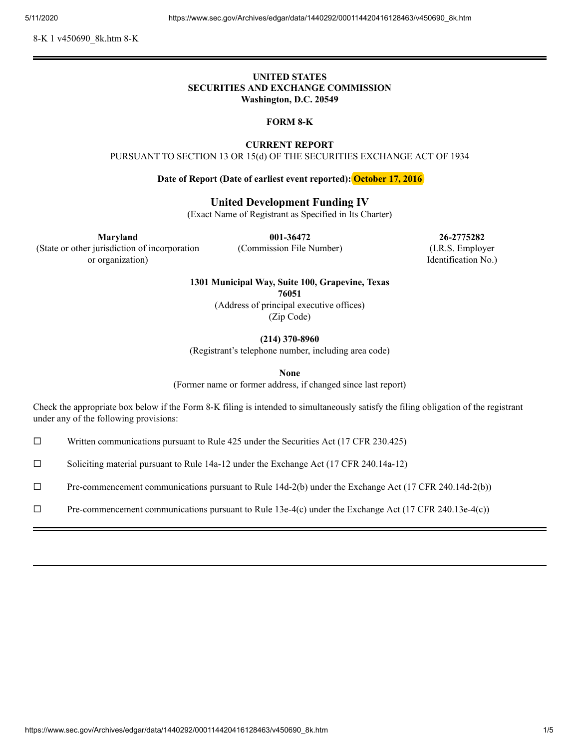8-K 1 v450690_8k.htm 8-K

**UNITED STATES**
**SECURITIES AND EXCHANGE COMMISSION**
**Washington, D.C. 20549**

**FORM 8-K**

**CURRENT REPORT**
PURSUANT TO SECTION 13 OR 15(d) OF THE SECURITIES EXCHANGE ACT OF 1934

**Date of Report (Date of earliest event reported): October 17, 2016**

**United Development Funding IV**
(Exact Name of Registrant as Specified in Its Charter)

| | | |
|---|---|---|
| **Maryland** | **001-36472** | **26-2775282** |
| (State or other jurisdiction of incorporation or organization) | (Commission File Number) | (I.R.S. Employer Identification No.) |

**1301 Municipal Way, Suite 100, Grapevine, Texas 76051**
(Address of principal executive offices)
(Zip Code)

**(214) 370-8960**
(Registrant's telephone number, including area code)

**None**
(Former name or former address, if changed since last report)

Check the appropriate box below if the Form 8-K filing is intended to simultaneously satisfy the filing obligation of the registrant under any of the following provisions:

☐ Written communications pursuant to Rule 425 under the Securities Act (17 CFR 230.425)

☐ Soliciting material pursuant to Rule 14a-12 under the Exchange Act (17 CFR 240.14a-12)

☐ Pre-commencement communications pursuant to Rule 14d-2(b) under the Exchange Act (17 CFR 240.14d-2(b))

☐ Pre-commencement communications pursuant to Rule 13e-4(c) under the Exchange Act (17 CFR 240.13e-4(c))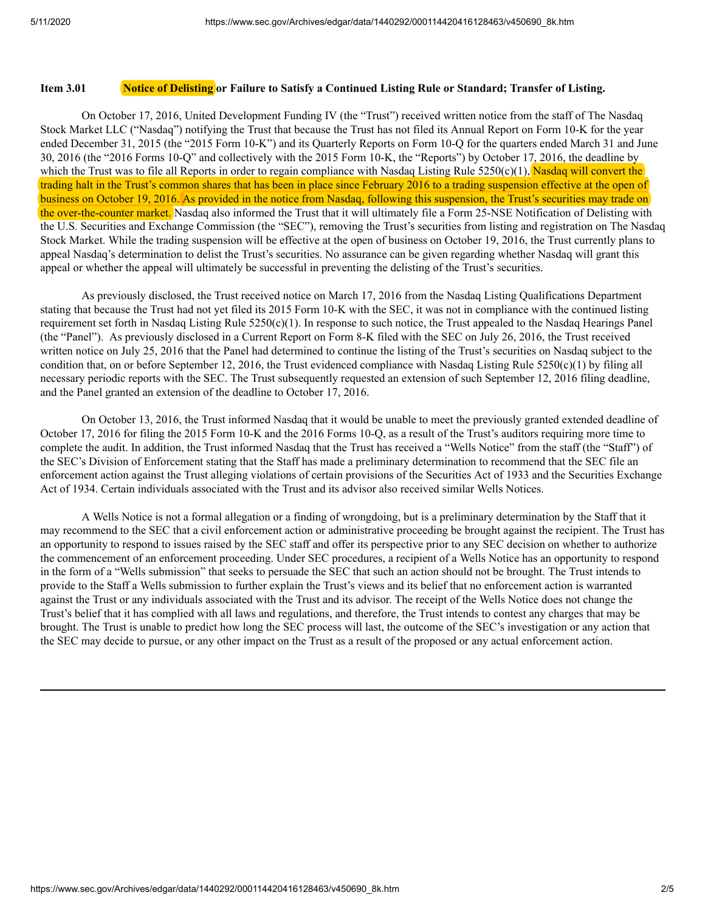**Item 3.01 Notice of Delisting or Failure to Satisfy a Continued Listing Rule or Standard; Transfer of Listing.**

On October 17, 2016, United Development Funding IV (the "Trust") received written notice from the staff of The Nasdaq Stock Market LLC ("Nasdaq") notifying the Trust that because the Trust has not filed its Annual Report on Form 10-K for the year ended December 31, 2015 (the "2015 Form 10-K") and its Quarterly Reports on Form 10-Q for the quarters ended March 31 and June 30, 2016 (the "2016 Forms 10-Q" and collectively with the 2015 Form 10-K, the "Reports") by October 17, 2016, the deadline by which the Trust was to file all Reports in order to regain compliance with Nasdaq Listing Rule 5250(c)(1), Nasdaq will convert the trading halt in the Trust's common shares that has been in place since February 2016 to a trading suspension effective at the open of business on October 19, 2016. As provided in the notice from Nasdaq, following this suspension, the Trust's securities may trade on the over-the-counter market. Nasdaq also informed the Trust that it will ultimately file a Form 25-NSE Notification of Delisting with the U.S. Securities and Exchange Commission (the "SEC"), removing the Trust's securities from listing and registration on The Nasdaq Stock Market. While the trading suspension will be effective at the open of business on October 19, 2016, the Trust currently plans to appeal Nasdaq's determination to delist the Trust's securities. No assurance can be given regarding whether Nasdaq will grant this appeal or whether the appeal will ultimately be successful in preventing the delisting of the Trust's securities.

As previously disclosed, the Trust received notice on March 17, 2016 from the Nasdaq Listing Qualifications Department stating that because the Trust had not yet filed its 2015 Form 10-K with the SEC, it was not in compliance with the continued listing requirement set forth in Nasdaq Listing Rule 5250(c)(1). In response to such notice, the Trust appealed to the Nasdaq Hearings Panel (the "Panel"). As previously disclosed in a Current Report on Form 8-K filed with the SEC on July 26, 2016, the Trust received written notice on July 25, 2016 that the Panel had determined to continue the listing of the Trust's securities on Nasdaq subject to the condition that, on or before September 12, 2016, the Trust evidenced compliance with Nasdaq Listing Rule 5250(c)(1) by filing all necessary periodic reports with the SEC. The Trust subsequently requested an extension of such September 12, 2016 filing deadline, and the Panel granted an extension of the deadline to October 17, 2016.

On October 13, 2016, the Trust informed Nasdaq that it would be unable to meet the previously granted extended deadline of October 17, 2016 for filing the 2015 Form 10-K and the 2016 Forms 10-Q, as a result of the Trust's auditors requiring more time to complete the audit. In addition, the Trust informed Nasdaq that the Trust has received a "Wells Notice" from the staff (the "Staff") of the SEC's Division of Enforcement stating that the Staff has made a preliminary determination to recommend that the SEC file an enforcement action against the Trust alleging violations of certain provisions of the Securities Act of 1933 and the Securities Exchange Act of 1934. Certain individuals associated with the Trust and its advisor also received similar Wells Notices.

A Wells Notice is not a formal allegation or a finding of wrongdoing, but is a preliminary determination by the Staff that it may recommend to the SEC that a civil enforcement action or administrative proceeding be brought against the recipient. The Trust has an opportunity to respond to issues raised by the SEC staff and offer its perspective prior to any SEC decision on whether to authorize the commencement of an enforcement proceeding. Under SEC procedures, a recipient of a Wells Notice has an opportunity to respond in the form of a "Wells submission" that seeks to persuade the SEC that such an action should not be brought. The Trust intends to provide to the Staff a Wells submission to further explain the Trust's views and its belief that no enforcement action is warranted against the Trust or any individuals associated with the Trust and its advisor. The receipt of the Wells Notice does not change the Trust's belief that it has complied with all laws and regulations, and therefore, the Trust intends to contest any charges that may be brought. The Trust is unable to predict how long the SEC process will last, the outcome of the SEC's investigation or any action that the SEC may decide to pursue, or any other impact on the Trust as a result of the proposed or any actual enforcement action.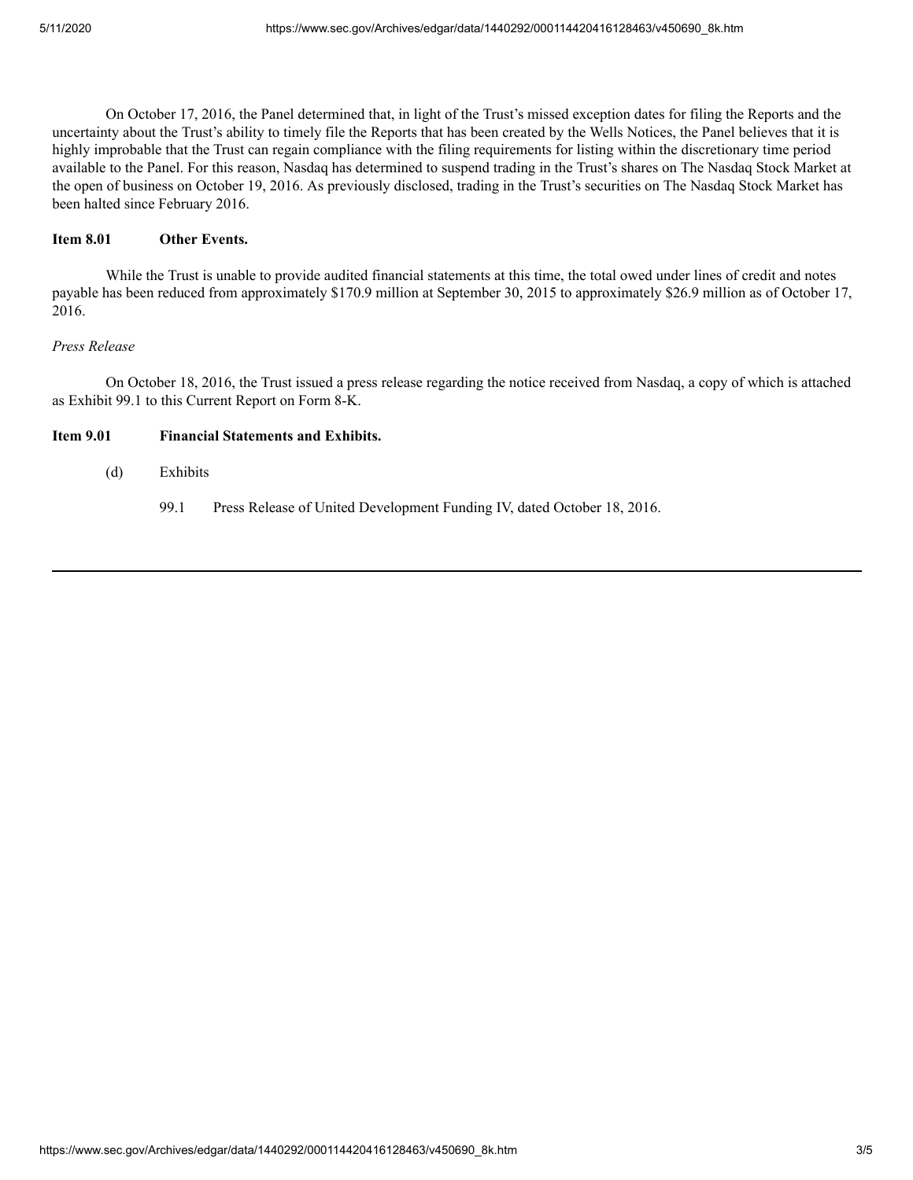On October 17, 2016, the Panel determined that, in light of the Trust's missed exception dates for filing the Reports and the uncertainty about the Trust's ability to timely file the Reports that has been created by the Wells Notices, the Panel believes that it is highly improbable that the Trust can regain compliance with the filing requirements for listing within the discretionary time period available to the Panel. For this reason, Nasdaq has determined to suspend trading in the Trust's shares on The Nasdaq Stock Market at the open of business on October 19, 2016. As previously disclosed, trading in the Trust's securities on The Nasdaq Stock Market has been halted since February 2016.

**Item 8.01 Other Events.**

While the Trust is unable to provide audited financial statements at this time, the total owed under lines of credit and notes payable has been reduced from approximately $170.9 million at September 30, 2015 to approximately $26.9 million as of October 17, 2016.

*Press Release*

On October 18, 2016, the Trust issued a press release regarding the notice received from Nasdaq, a copy of which is attached as Exhibit 99.1 to this Current Report on Form 8-K.

**Item 9.01 Financial Statements and Exhibits.**

(d) Exhibits

99.1 Press Release of United Development Funding IV, dated October 18, 2016.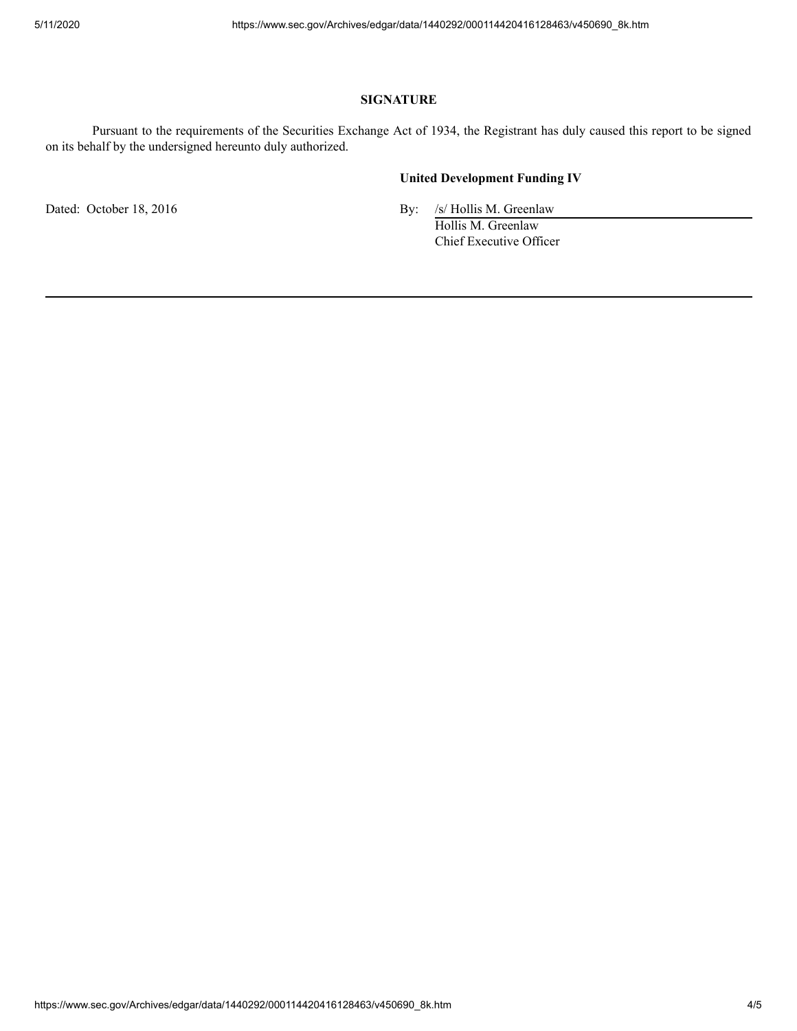## SIGNATURE

Pursuant to the requirements of the Securities Exchange Act of 1934, the Registrant has duly caused this report to be signed on its behalf by the undersigned hereunto duly authorized.

**United Development Funding IV**

Dated: October 18, 2016

By: /s/ Hollis M. Greenlaw
Hollis M. Greenlaw
Chief Executive Officer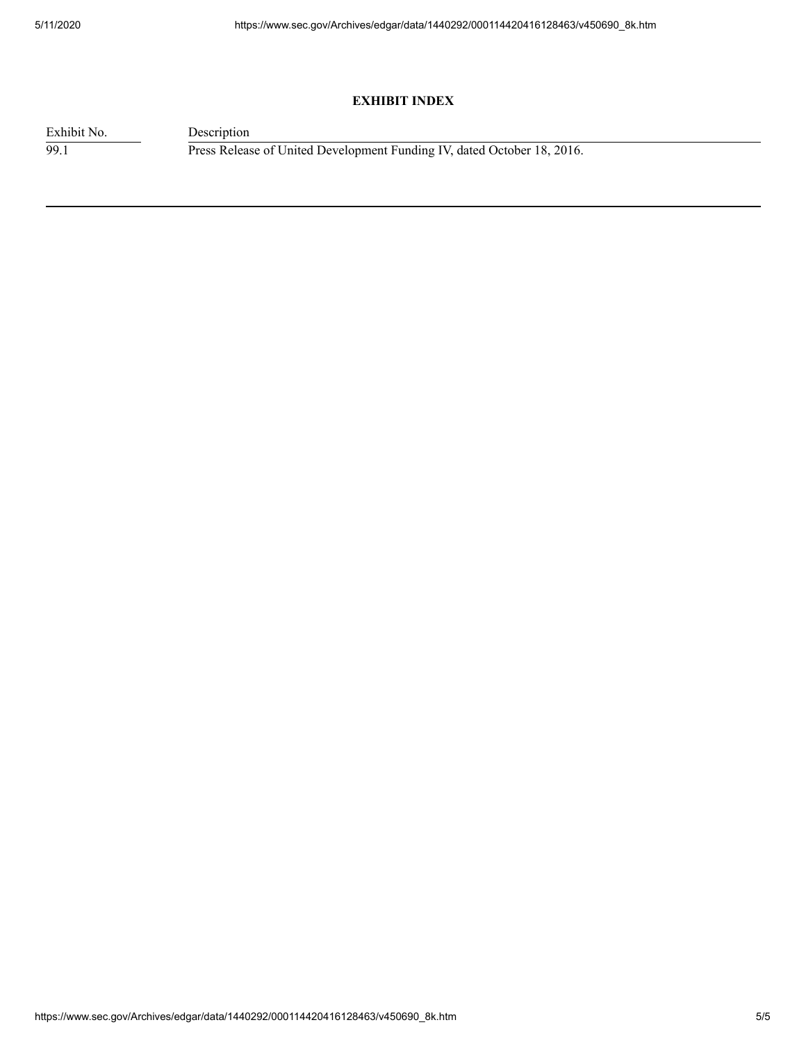**EXHIBIT INDEX**

| Exhibit No. | Description |
| --- | --- |
| 99.1 | Press Release of United Development Funding IV, dated October 18, 2016. |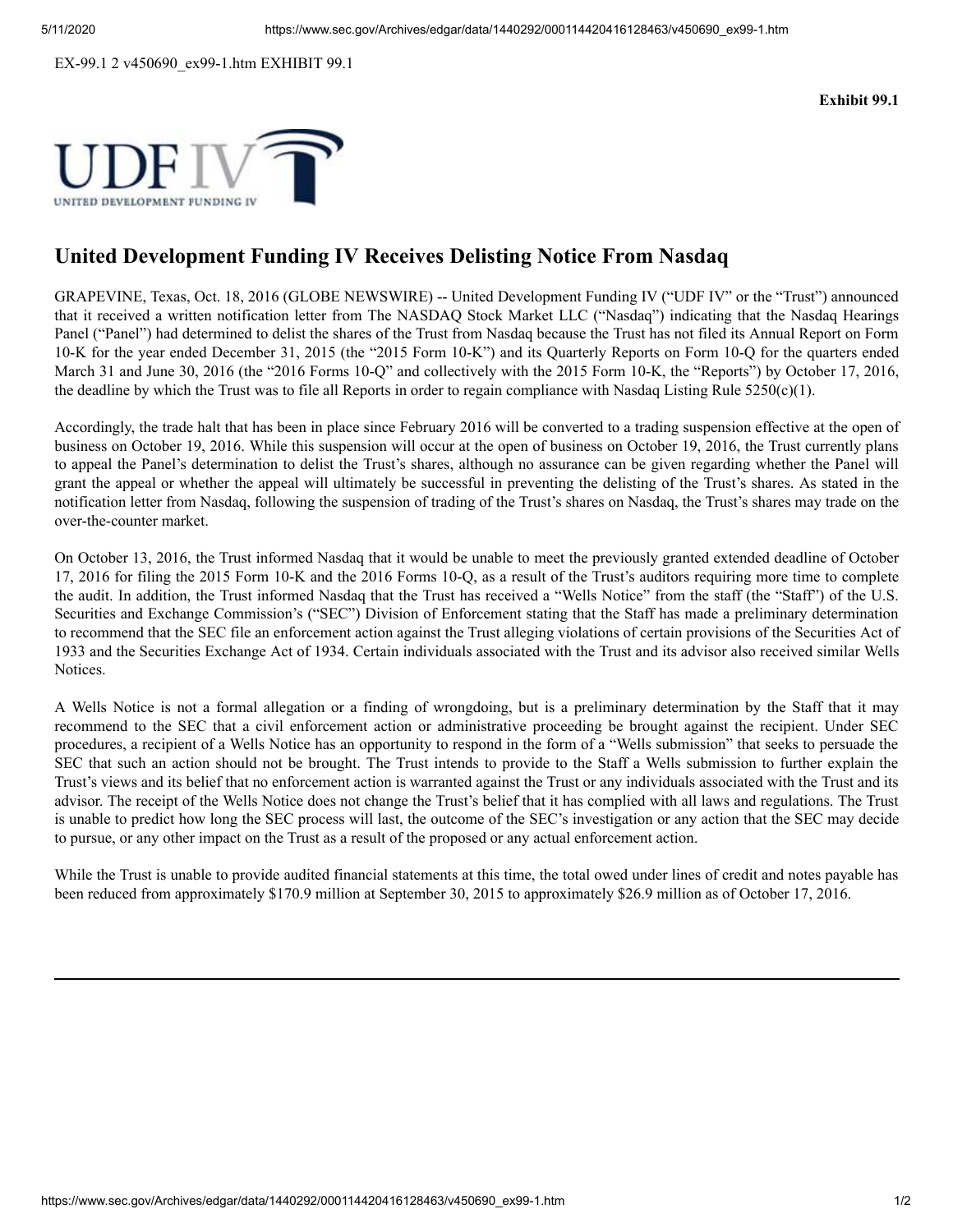EX-99.1 2 v450690_ex99-1.htm EXHIBIT 99.1

**Exhibit 99.1**

UDF IV

UNITED DEVELOPMENT FUNDING IV

## United Development Funding IV Receives Delisting Notice From Nasdaq

GRAPEVINE, Texas, Oct. 18, 2016 (GLOBE NEWSWIRE) -- United Development Funding IV ("UDF IV" or the "Trust") announced that it received a written notification letter from The NASDAQ Stock Market LLC ("Nasdaq") indicating that the Nasdaq Hearings Panel ("Panel") had determined to delist the shares of the Trust from Nasdaq because the Trust has not filed its Annual Report on Form 10-K for the year ended December 31, 2015 (the "2015 Form 10-K") and its Quarterly Reports on Form 10-Q for the quarters ended March 31 and June 30, 2016 (the "2016 Forms 10-Q" and collectively with the 2015 Form 10-K, the "Reports") by October 17, 2016, the deadline by which the Trust was to file all Reports in order to regain compliance with Nasdaq Listing Rule 5250(c)(1).

Accordingly, the trade halt that has been in place since February 2016 will be converted to a trading suspension effective at the open of business on October 19, 2016. While this suspension will occur at the open of business on October 19, 2016, the Trust currently plans to appeal the Panel's determination to delist the Trust's shares, although no assurance can be given regarding whether the Panel will grant the appeal or whether the appeal will ultimately be successful in preventing the delisting of the Trust's shares. As stated in the notification letter from Nasdaq, following the suspension of trading of the Trust's shares on Nasdaq, the Trust's shares may trade on the over-the-counter market.

On October 13, 2016, the Trust informed Nasdaq that it would be unable to meet the previously granted extended deadline of October 17, 2016 for filing the 2015 Form 10-K and the 2016 Forms 10-Q, as a result of the Trust's auditors requiring more time to complete the audit. In addition, the Trust informed Nasdaq that the Trust has received a "Wells Notice" from the staff (the "Staff") of the U.S. Securities and Exchange Commission's ("SEC") Division of Enforcement stating that the Staff has made a preliminary determination to recommend that the SEC file an enforcement action against the Trust alleging violations of certain provisions of the Securities Act of 1933 and the Securities Exchange Act of 1934. Certain individuals associated with the Trust and its advisor also received similar Wells Notices.

A Wells Notice is not a formal allegation or a finding of wrongdoing, but is a preliminary determination by the Staff that it may recommend to the SEC that a civil enforcement action or administrative proceeding be brought against the recipient. Under SEC procedures, a recipient of a Wells Notice has an opportunity to respond in the form of a "Wells submission" that seeks to persuade the SEC that such an action should not be brought. The Trust intends to provide to the Staff a Wells submission to further explain the Trust's views and its belief that no enforcement action is warranted against the Trust or any individuals associated with the Trust and its advisor. The receipt of the Wells Notice does not change the Trust's belief that it has complied with all laws and regulations. The Trust is unable to predict how long the SEC process will last, the outcome of the SEC's investigation or any action that the SEC may decide to pursue, or any other impact on the Trust as a result of the proposed or any actual enforcement action.

While the Trust is unable to provide audited financial statements at this time, the total owed under lines of credit and notes payable has been reduced from approximately $170.9 million at September 30, 2015 to approximately $26.9 million as of October 17, 2016.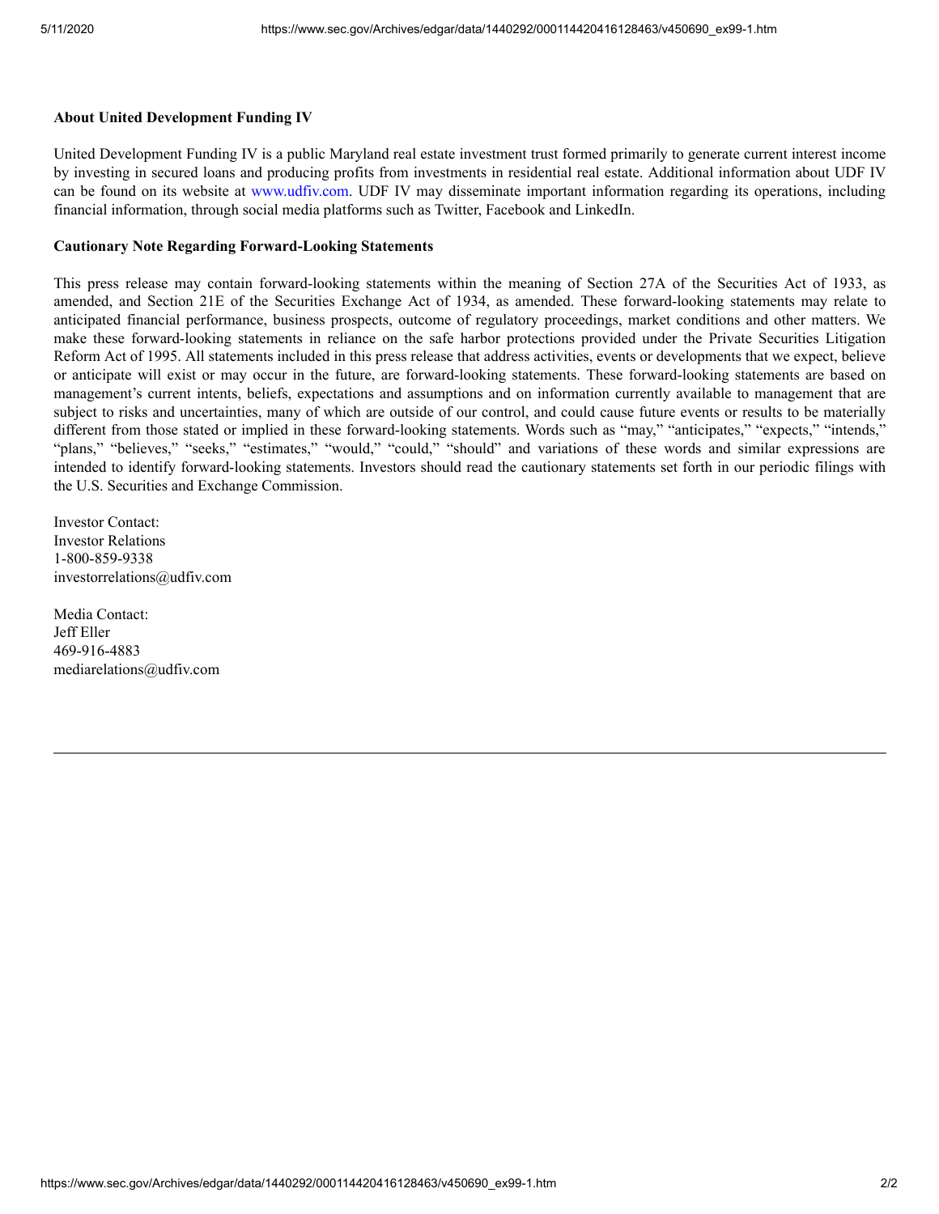**About United Development Funding IV**

United Development Funding IV is a public Maryland real estate investment trust formed primarily to generate current interest income by investing in secured loans and producing profits from investments in residential real estate. Additional information about UDF IV can be found on its website at www.udfiv.com. UDF IV may disseminate important information regarding its operations, including financial information, through social media platforms such as Twitter, Facebook and LinkedIn.

**Cautionary Note Regarding Forward-Looking Statements**

This press release may contain forward-looking statements within the meaning of Section 27A of the Securities Act of 1933, as amended, and Section 21E of the Securities Exchange Act of 1934, as amended. These forward-looking statements may relate to anticipated financial performance, business prospects, outcome of regulatory proceedings, market conditions and other matters. We make these forward-looking statements in reliance on the safe harbor protections provided under the Private Securities Litigation Reform Act of 1995. All statements included in this press release that address activities, events or developments that we expect, believe or anticipate will exist or may occur in the future, are forward-looking statements. These forward-looking statements are based on management's current intents, beliefs, expectations and assumptions and on information currently available to management that are subject to risks and uncertainties, many of which are outside of our control, and could cause future events or results to be materially different from those stated or implied in these forward-looking statements. Words such as "may," "anticipates," "expects," "intends," "plans," "believes," "seeks," "estimates," "would," "could," "should" and variations of these words and similar expressions are intended to identify forward-looking statements. Investors should read the cautionary statements set forth in our periodic filings with the U.S. Securities and Exchange Commission.

Investor Contact:
Investor Relations
1-800-859-9338
investorrelations@udfiv.com

Media Contact:
Jeff Eller
469-916-4883
mediarelations@udfiv.com